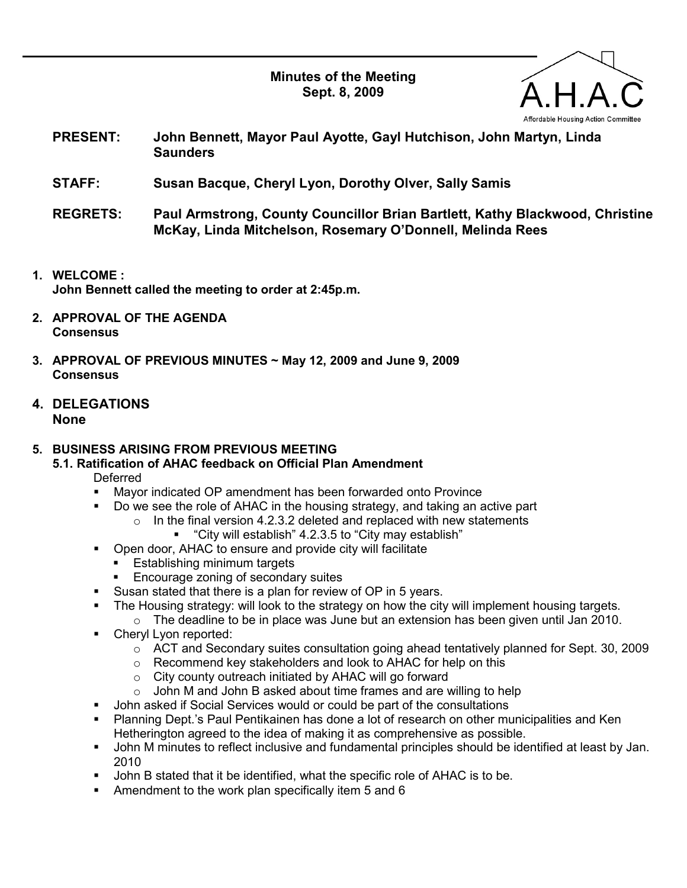# Minutes of the Meeting
## Sept. 8, 2009

A.H.A.C
Affordable Housing Action Committee

**PRESENT:** John Bennett, Mayor Paul Ayotte, Gayl Hutchison, John Martyn, Linda Saunders

**STAFF:** Susan Bacque, Cheryl Lyon, Dorothy Olver, Sally Samis

**REGRETS:** Paul Armstrong, County Councillor Brian Bartlett, Kathy Blackwood, Christine McKay, Linda Mitchelson, Rosemary O'Donnell, Melinda Rees

1. **WELCOME :**
   **John Bennett called the meeting to order at 2:45p.m.**

2. **APPROVAL OF THE AGENDA**
   **Consensus**

3. **APPROVAL OF PREVIOUS MINUTES ~ May 12, 2009 and June 9, 2009**
   **Consensus**

4. **DELEGATIONS**
   **None**

5. **BUSINESS ARISING FROM PREVIOUS MEETING**

   **5.1. Ratification of AHAC feedback on Official Plan Amendment**

   Deferred

   - Mayor indicated OP amendment has been forwarded onto Province
   - Do we see the role of AHAC in the housing strategy, and taking an active part
     - In the final version 4.2.3.2 deleted and replaced with new statements
       - "City will establish" 4.2.3.5 to "City may establish"
   - Open door, AHAC to ensure and provide city will facilitate
     - Establishing minimum targets
     - Encourage zoning of secondary suites
   - Susan stated that there is a plan for review of OP in 5 years.
   - The Housing strategy: will look to the strategy on how the city will implement housing targets.
     - The deadline to be in place was June but an extension has been given until Jan 2010.
   - Cheryl Lyon reported:
     - ACT and Secondary suites consultation going ahead tentatively planned for Sept. 30, 2009
     - Recommend key stakeholders and look to AHAC for help on this
     - City county outreach initiated by AHAC will go forward
     - John M and John B asked about time frames and are willing to help
   - John asked if Social Services would or could be part of the consultations
   - Planning Dept.'s Paul Pentikainen has done a lot of research on other municipalities and Ken Hetherington agreed to the idea of making it as comprehensive as possible.
   - John M minutes to reflect inclusive and fundamental principles should be identified at least by Jan. 2010
   - John B stated that it be identified, what the specific role of AHAC is to be.
   - Amendment to the work plan specifically item 5 and 6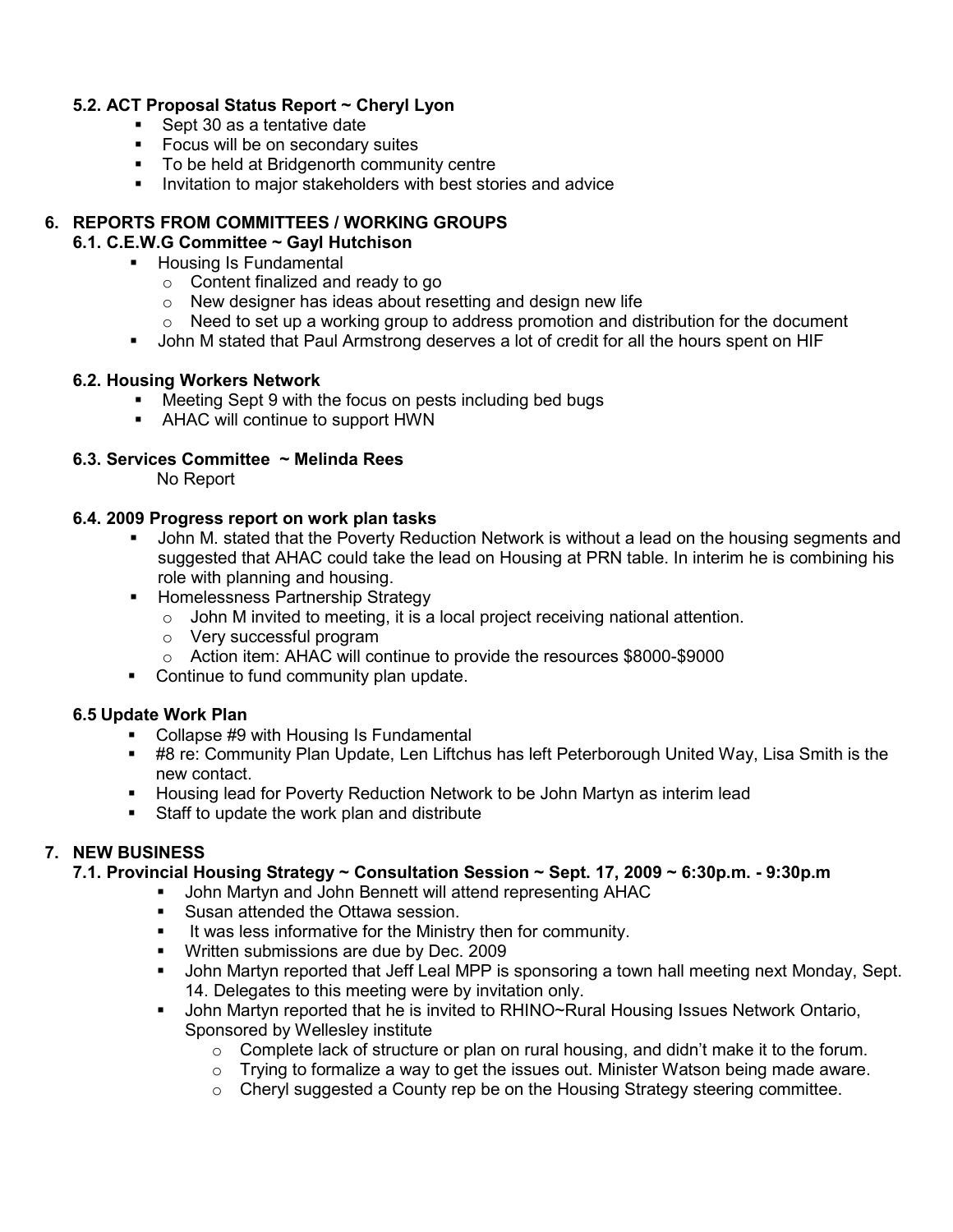### 5.2. ACT Proposal Status Report ~ Cheryl Lyon

- Sept 30 as a tentative date
- Focus will be on secondary suites
- To be held at Bridgenorth community centre
- Invitation to major stakeholders with best stories and advice

## 6. REPORTS FROM COMMITTEES / WORKING GROUPS

### 6.1. C.E.W.G Committee ~ Gayl Hutchison

- Housing Is Fundamental
  - Content finalized and ready to go
  - New designer has ideas about resetting and design new life
  - Need to set up a working group to address promotion and distribution for the document
- John M stated that Paul Armstrong deserves a lot of credit for all the hours spent on HIF

### 6.2. Housing Workers Network

- Meeting Sept 9 with the focus on pests including bed bugs
- AHAC will continue to support HWN

### 6.3. Services Committee ~ Melinda Rees

No Report

### 6.4. 2009 Progress report on work plan tasks

- John M. stated that the Poverty Reduction Network is without a lead on the housing segments and suggested that AHAC could take the lead on Housing at PRN table. In interim he is combining his role with planning and housing.
- Homelessness Partnership Strategy
  - John M invited to meeting, it is a local project receiving national attention.
  - Very successful program
  - Action item: AHAC will continue to provide the resources $8000-$9000
- Continue to fund community plan update.

### 6.5 Update Work Plan

- Collapse #9 with Housing Is Fundamental
- #8 re: Community Plan Update, Len Liftchus has left Peterborough United Way, Lisa Smith is the new contact.
- Housing lead for Poverty Reduction Network to be John Martyn as interim lead
- Staff to update the work plan and distribute

## 7. NEW BUSINESS

### 7.1. Provincial Housing Strategy ~ Consultation Session ~ Sept. 17, 2009 ~ 6:30p.m. - 9:30p.m

- John Martyn and John Bennett will attend representing AHAC
- Susan attended the Ottawa session.
- It was less informative for the Ministry then for community.
- Written submissions are due by Dec. 2009
- John Martyn reported that Jeff Leal MPP is sponsoring a town hall meeting next Monday, Sept. 14. Delegates to this meeting were by invitation only.
- John Martyn reported that he is invited to RHINO~Rural Housing Issues Network Ontario, Sponsored by Wellesley institute
  - Complete lack of structure or plan on rural housing, and didn't make it to the forum.
  - Trying to formalize a way to get the issues out. Minister Watson being made aware.
  - Cheryl suggested a County rep be on the Housing Strategy steering committee.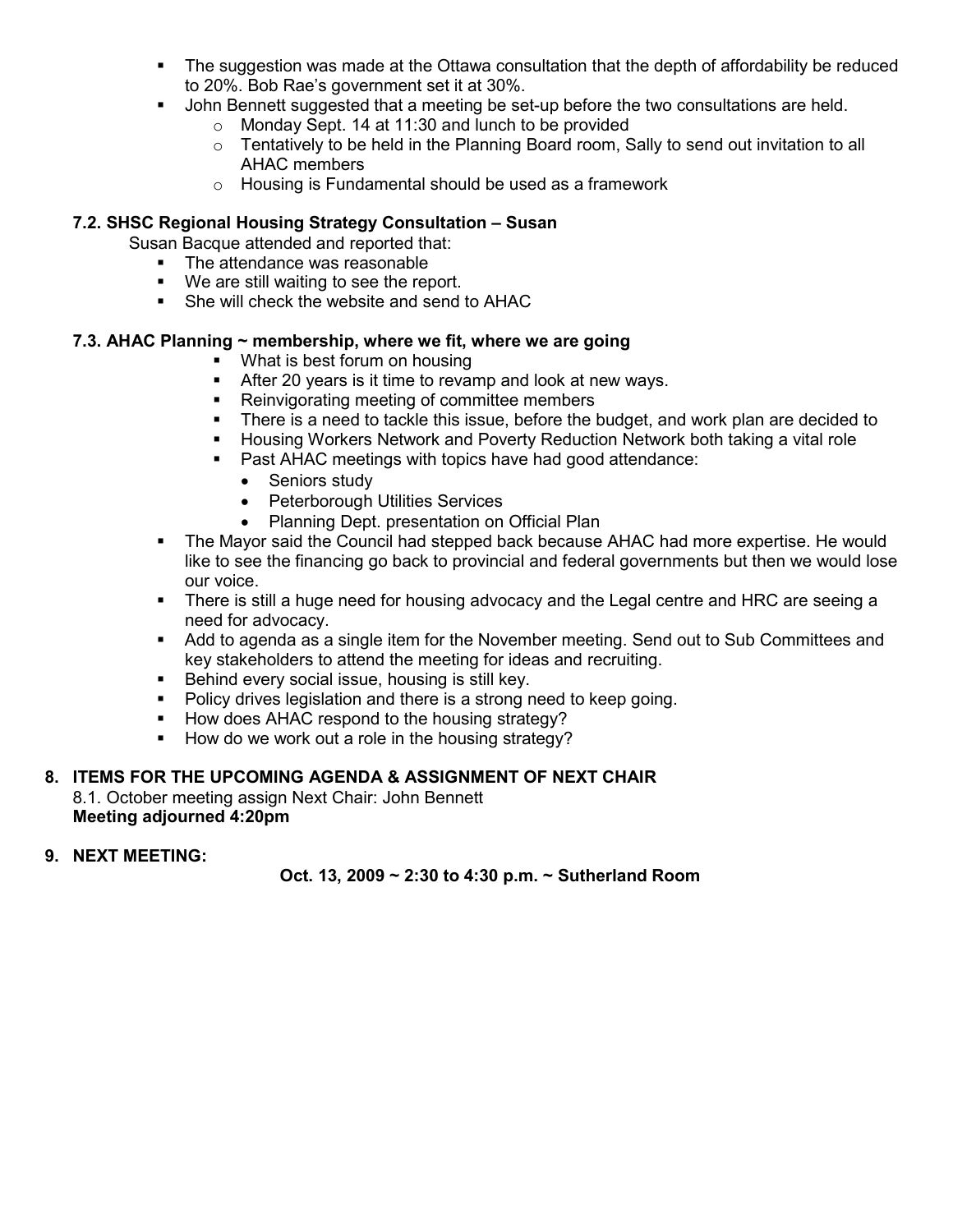- The suggestion was made at the Ottawa consultation that the depth of affordability be reduced to 20%. Bob Rae's government set it at 30%.
- John Bennett suggested that a meeting be set-up before the two consultations are held.
  - Monday Sept. 14 at 11:30 and lunch to be provided
  - Tentatively to be held in the Planning Board room, Sally to send out invitation to all AHAC members
  - Housing is Fundamental should be used as a framework

### 7.2. SHSC Regional Housing Strategy Consultation – Susan

Susan Bacque attended and reported that:

- The attendance was reasonable
- We are still waiting to see the report.
- She will check the website and send to AHAC

### 7.3. AHAC Planning ~ membership, where we fit, where we are going

- What is best forum on housing
- After 20 years is it time to revamp and look at new ways.
- Reinvigorating meeting of committee members
- There is a need to tackle this issue, before the budget, and work plan are decided to
- Housing Workers Network and Poverty Reduction Network both taking a vital role
- Past AHAC meetings with topics have had good attendance:
  - Seniors study
  - Peterborough Utilities Services
  - Planning Dept. presentation on Official Plan
- The Mayor said the Council had stepped back because AHAC had more expertise. He would like to see the financing go back to provincial and federal governments but then we would lose our voice.
- There is still a huge need for housing advocacy and the Legal centre and HRC are seeing a need for advocacy.
- Add to agenda as a single item for the November meeting. Send out to Sub Committees and key stakeholders to attend the meeting for ideas and recruiting.
- Behind every social issue, housing is still key.
- Policy drives legislation and there is a strong need to keep going.
- How does AHAC respond to the housing strategy?
- How do we work out a role in the housing strategy?

## 8. ITEMS FOR THE UPCOMING AGENDA & ASSIGNMENT OF NEXT CHAIR

8.1. October meeting assign Next Chair: John Bennett

**Meeting adjourned 4:20pm**

## 9. NEXT MEETING:

**Oct. 13, 2009 ~ 2:30 to 4:30 p.m. ~ Sutherland Room**